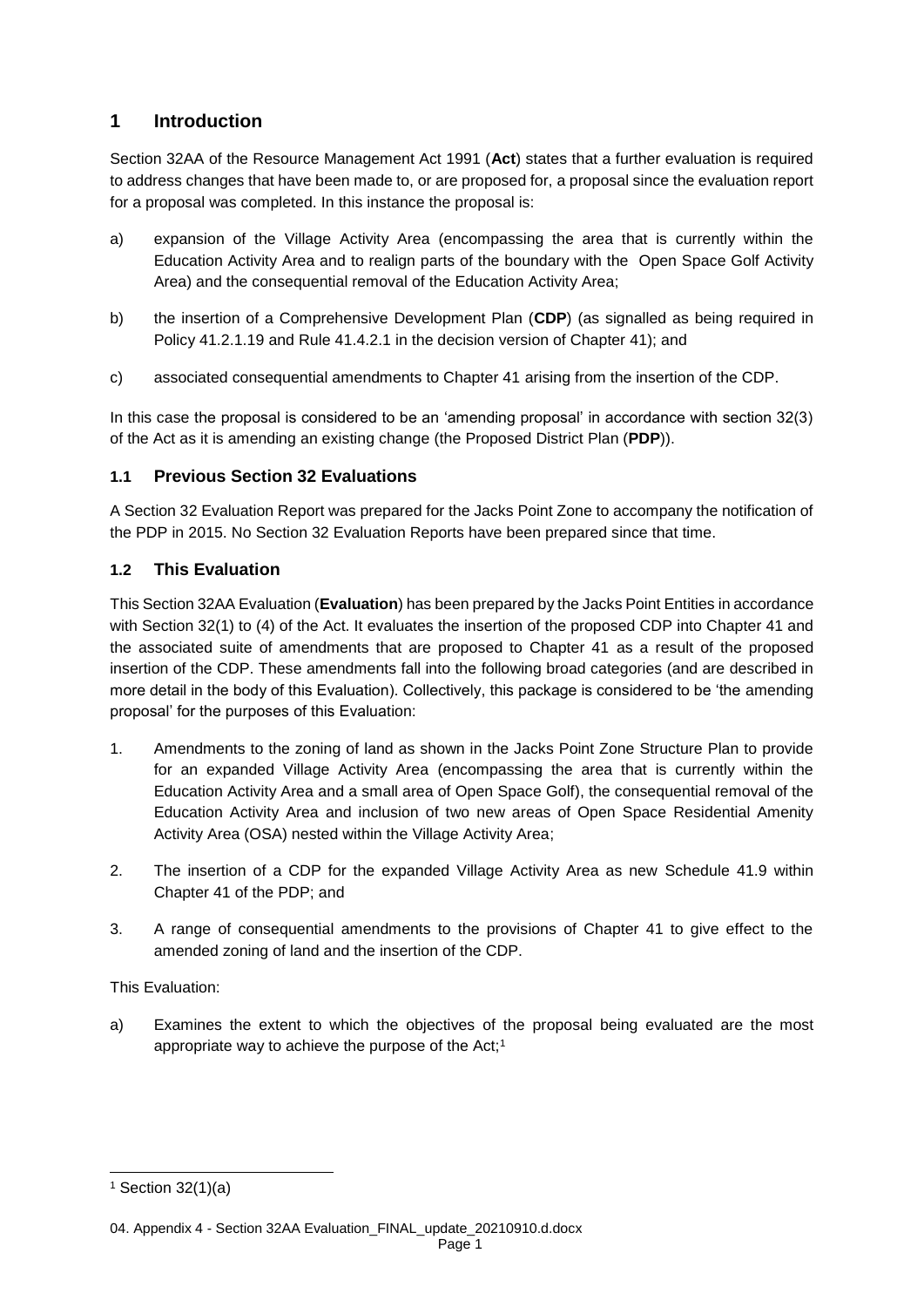# 1 Introduction

Section 32AA of the Resource Management Act 1991 (**Act**) states that a further evaluation is required to address changes that have been made to, or are proposed for, a proposal since the evaluation report for a proposal was completed. In this instance the proposal is:

a) expansion of the Village Activity Area (encompassing the area that is currently within the Education Activity Area and to realign parts of the boundary with the Open Space Golf Activity Area) and the consequential removal of the Education Activity Area;

b) the insertion of a Comprehensive Development Plan (**CDP**) (as signalled as being required in Policy 41.2.1.19 and Rule 41.4.2.1 in the decision version of Chapter 41); and

c) associated consequential amendments to Chapter 41 arising from the insertion of the CDP.

In this case the proposal is considered to be an 'amending proposal' in accordance with section 32(3) of the Act as it is amending an existing change (the Proposed District Plan (**PDP**)).

## 1.1 Previous Section 32 Evaluations

A Section 32 Evaluation Report was prepared for the Jacks Point Zone to accompany the notification of the PDP in 2015. No Section 32 Evaluation Reports have been prepared since that time.

## 1.2 This Evaluation

This Section 32AA Evaluation (**Evaluation**) has been prepared by the Jacks Point Entities in accordance with Section 32(1) to (4) of the Act. It evaluates the insertion of the proposed CDP into Chapter 41 and the associated suite of amendments that are proposed to Chapter 41 as a result of the proposed insertion of the CDP. These amendments fall into the following broad categories (and are described in more detail in the body of this Evaluation). Collectively, this package is considered to be 'the amending proposal' for the purposes of this Evaluation:

1. Amendments to the zoning of land as shown in the Jacks Point Zone Structure Plan to provide for an expanded Village Activity Area (encompassing the area that is currently within the Education Activity Area and a small area of Open Space Golf), the consequential removal of the Education Activity Area and inclusion of two new areas of Open Space Residential Amenity Activity Area (OSA) nested within the Village Activity Area;

2. The insertion of a CDP for the expanded Village Activity Area as new Schedule 41.9 within Chapter 41 of the PDP; and

3. A range of consequential amendments to the provisions of Chapter 41 to give effect to the amended zoning of land and the insertion of the CDP.

This Evaluation:

a) Examines the extent to which the objectives of the proposal being evaluated are the most appropriate way to achieve the purpose of the Act;[1]

[1] Section 32(1)(a)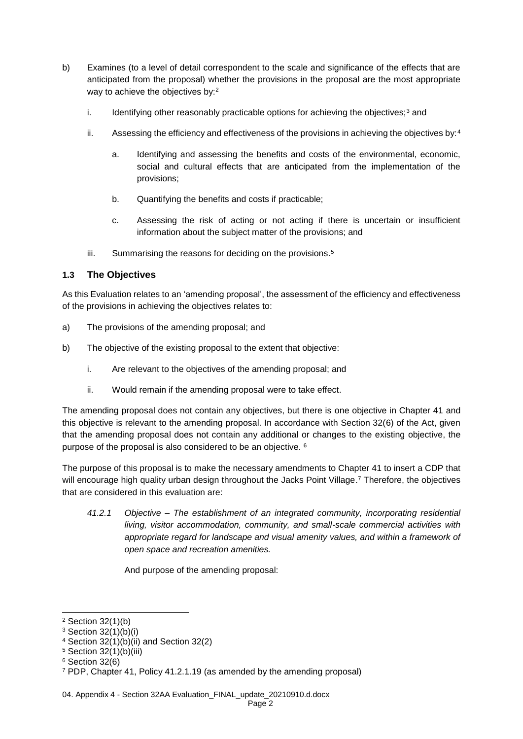b) Examines (to a level of detail correspondent to the scale and significance of the effects that are anticipated from the proposal) whether the provisions in the proposal are the most appropriate way to achieve the objectives by:[2]

    i. Identifying other reasonably practicable options for achieving the objectives;[3] and

    ii. Assessing the efficiency and effectiveness of the provisions in achieving the objectives by:[4]

        a. Identifying and assessing the benefits and costs of the environmental, economic, social and cultural effects that are anticipated from the implementation of the provisions;

        b. Quantifying the benefits and costs if practicable;

        c. Assessing the risk of acting or not acting if there is uncertain or insufficient information about the subject matter of the provisions; and

    iii. Summarising the reasons for deciding on the provisions.[5]

### 1.3 The Objectives

As this Evaluation relates to an 'amending proposal', the assessment of the efficiency and effectiveness of the provisions in achieving the objectives relates to:

a) The provisions of the amending proposal; and

b) The objective of the existing proposal to the extent that objective:

    i. Are relevant to the objectives of the amending proposal; and

    ii. Would remain if the amending proposal were to take effect.

The amending proposal does not contain any objectives, but there is one objective in Chapter 41 and this objective is relevant to the amending proposal. In accordance with Section 32(6) of the Act, given that the amending proposal does not contain any additional or changes to the existing objective, the purpose of the proposal is also considered to be an objective. [6]

The purpose of this proposal is to make the necessary amendments to Chapter 41 to insert a CDP that will encourage high quality urban design throughout the Jacks Point Village.[7] Therefore, the objectives that are considered in this evaluation are:

> *41.2.1 Objective – The establishment of an integrated community, incorporating residential living, visitor accommodation, community, and small-scale commercial activities with appropriate regard for landscape and visual amenity values, and within a framework of open space and recreation amenities.*
>
> And purpose of the amending proposal:

---

[2] Section 32(1)(b)

[3] Section 32(1)(b)(i)

[4] Section 32(1)(b)(ii) and Section 32(2)

[5] Section 32(1)(b)(iii)

[6] Section 32(6)

[7] PDP, Chapter 41, Policy 41.2.1.19 (as amended by the amending proposal)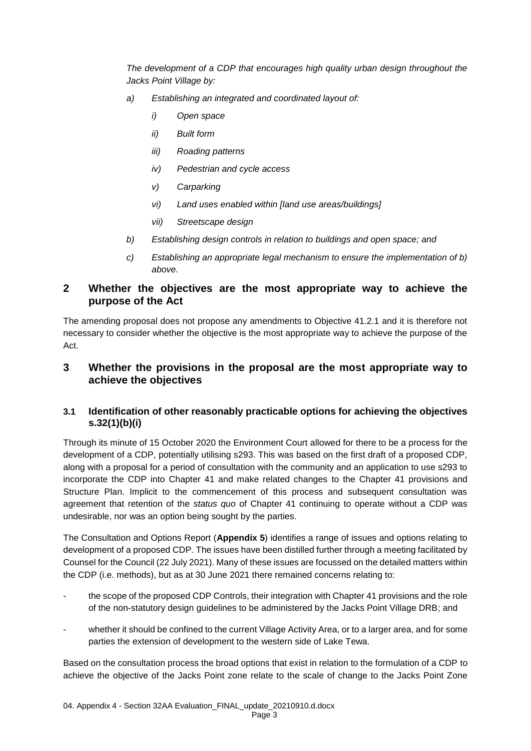*The development of a CDP that encourages high quality urban design throughout the Jacks Point Village by:*

*a) Establishing an integrated and coordinated layout of:*

*i) Open space*

*ii) Built form*

*iii) Roading patterns*

*iv) Pedestrian and cycle access*

*v) Carparking*

*vi) Land uses enabled within [land use areas/buildings]*

*vii) Streetscape design*

*b) Establishing design controls in relation to buildings and open space; and*

*c) Establishing an appropriate legal mechanism to ensure the implementation of b) above.*

## 2 Whether the objectives are the most appropriate way to achieve the purpose of the Act

The amending proposal does not propose any amendments to Objective 41.2.1 and it is therefore not necessary to consider whether the objective is the most appropriate way to achieve the purpose of the Act.

## 3 Whether the provisions in the proposal are the most appropriate way to achieve the objectives

### 3.1 Identification of other reasonably practicable options for achieving the objectives s.32(1)(b)(i)

Through its minute of 15 October 2020 the Environment Court allowed for there to be a process for the development of a CDP, potentially utilising s293. This was based on the first draft of a proposed CDP, along with a proposal for a period of consultation with the community and an application to use s293 to incorporate the CDP into Chapter 41 and make related changes to the Chapter 41 provisions and Structure Plan. Implicit to the commencement of this process and subsequent consultation was agreement that retention of the *status quo* of Chapter 41 continuing to operate without a CDP was undesirable, nor was an option being sought by the parties.

The Consultation and Options Report (**Appendix 5**) identifies a range of issues and options relating to development of a proposed CDP. The issues have been distilled further through a meeting facilitated by Counsel for the Council (22 July 2021). Many of these issues are focussed on the detailed matters within the CDP (i.e. methods), but as at 30 June 2021 there remained concerns relating to:

- the scope of the proposed CDP Controls, their integration with Chapter 41 provisions and the role of the non-statutory design guidelines to be administered by the Jacks Point Village DRB; and
- whether it should be confined to the current Village Activity Area, or to a larger area, and for some parties the extension of development to the western side of Lake Tewa.

Based on the consultation process the broad options that exist in relation to the formulation of a CDP to achieve the objective of the Jacks Point zone relate to the scale of change to the Jacks Point Zone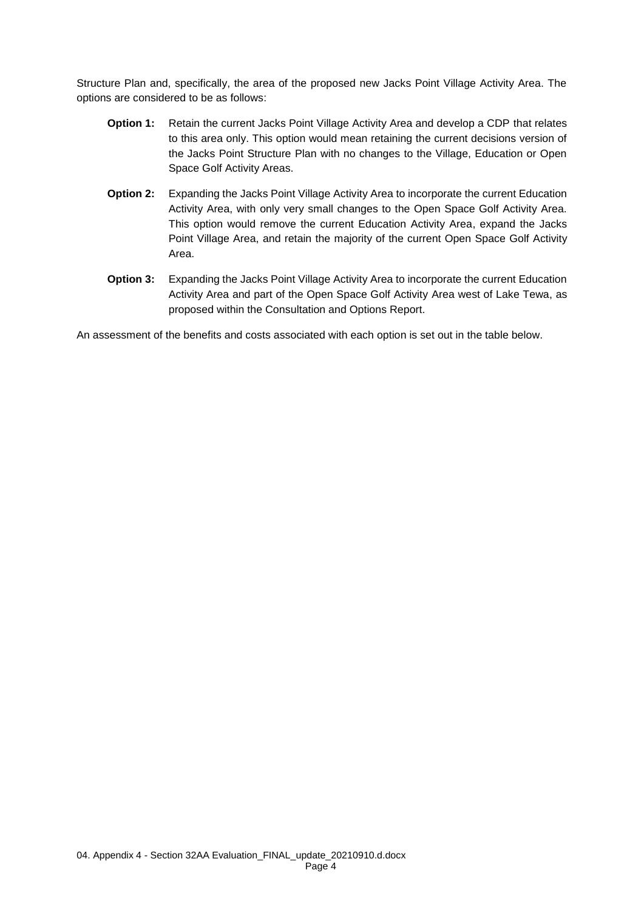Structure Plan and, specifically, the area of the proposed new Jacks Point Village Activity Area. The options are considered to be as follows:

- **Option 1:** Retain the current Jacks Point Village Activity Area and develop a CDP that relates to this area only. This option would mean retaining the current decisions version of the Jacks Point Structure Plan with no changes to the Village, Education or Open Space Golf Activity Areas.
- **Option 2:** Expanding the Jacks Point Village Activity Area to incorporate the current Education Activity Area, with only very small changes to the Open Space Golf Activity Area. This option would remove the current Education Activity Area, expand the Jacks Point Village Area, and retain the majority of the current Open Space Golf Activity Area.
- **Option 3:** Expanding the Jacks Point Village Activity Area to incorporate the current Education Activity Area and part of the Open Space Golf Activity Area west of Lake Tewa, as proposed within the Consultation and Options Report.

An assessment of the benefits and costs associated with each option is set out in the table below.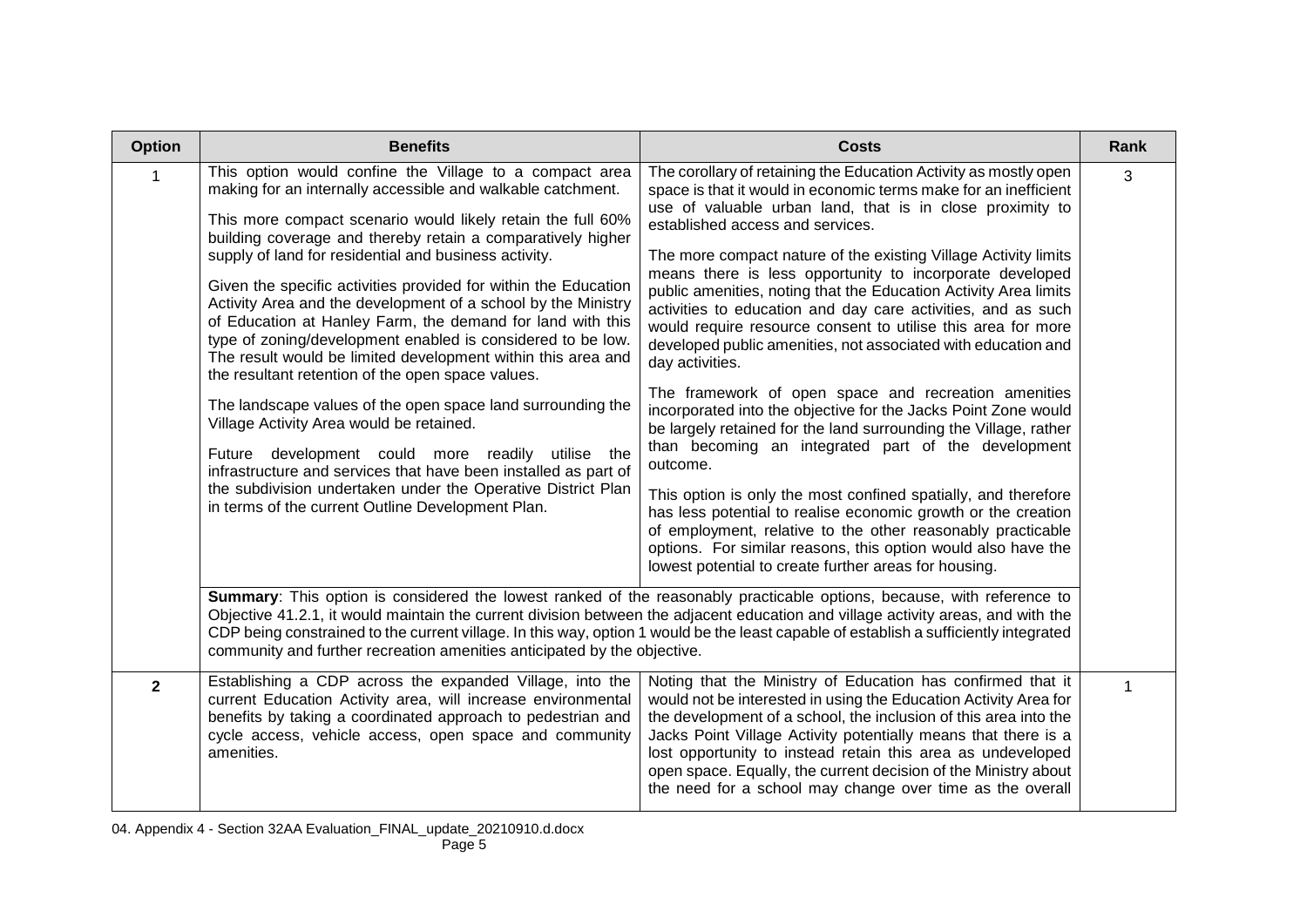| Option | Benefits | Costs | Rank |
|---|---|---|---|
| 1 | This option would confine the Village to a compact area making for an internally accessible and walkable catchment.<br><br>This more compact scenario would likely retain the full 60% building coverage and thereby retain a comparatively higher supply of land for residential and business activity.<br><br>Given the specific activities provided for within the Education Activity Area and the development of a school by the Ministry of Education at Hanley Farm, the demand for land with this type of zoning/development enabled is considered to be low. The result would be limited development within this area and the resultant retention of the open space values.<br><br>The landscape values of the open space land surrounding the Village Activity Area would be retained.<br><br>Future development could more readily utilise the infrastructure and services that have been installed as part of the subdivision undertaken under the Operative District Plan in terms of the current Outline Development Plan. | The corollary of retaining the Education Activity as mostly open space is that it would in economic terms make for an inefficient use of valuable urban land, that is in close proximity to established access and services.<br><br>The more compact nature of the existing Village Activity limits means there is less opportunity to incorporate developed public amenities, noting that the Education Activity Area limits activities to education and day care activities, and as such would require resource consent to utilise this area for more developed public amenities, not associated with education and day activities.<br><br>The framework of open space and recreation amenities incorporated into the objective for the Jacks Point Zone would be largely retained for the land surrounding the Village, rather than becoming an integrated part of the development outcome.<br><br>This option is only the most confined spatially, and therefore has less potential to realise economic growth or the creation of employment, relative to the other reasonably practicable options. For similar reasons, this option would also have the lowest potential to create further areas for housing. | 3 |
| | **Summary**: This option is considered the lowest ranked of the reasonably practicable options, because, with reference to Objective 41.2.1, it would maintain the current division between the adjacent education and village activity areas, and with the CDP being constrained to the current village. In this way, option 1 would be the least capable of establish a sufficiently integrated community and further recreation amenities anticipated by the objective. | | |
| **2** | Establishing a CDP across the expanded Village, into the current Education Activity area, will increase environmental benefits by taking a coordinated approach to pedestrian and cycle access, vehicle access, open space and community amenities. | Noting that the Ministry of Education has confirmed that it would not be interested in using the Education Activity Area for the development of a school, the inclusion of this area into the Jacks Point Village Activity potentially means that there is a lost opportunity to instead retain this area as undeveloped open space. Equally, the current decision of the Ministry about the need for a school may change over time as the overall | 1 |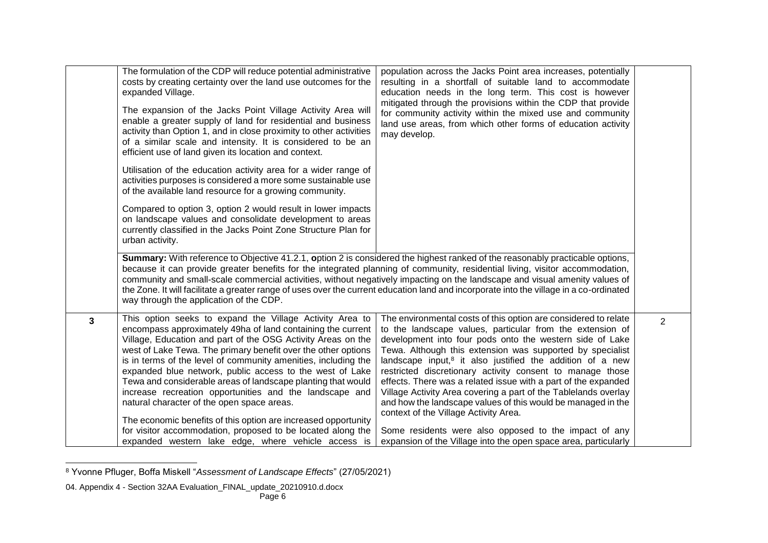| | | | |
|---|---|---|---|
| | The formulation of the CDP will reduce potential administrative costs by creating certainty over the land use outcomes for the expanded Village.<br><br>The expansion of the Jacks Point Village Activity Area will enable a greater supply of land for residential and business activity than Option 1, and in close proximity to other activities of a similar scale and intensity. It is considered to be an efficient use of land given its location and context.<br><br>Utilisation of the education activity area for a wider range of activities purposes is considered a more some sustainable use of the available land resource for a growing community.<br><br>Compared to option 3, option 2 would result in lower impacts on landscape values and consolidate development to areas currently classified in the Jacks Point Zone Structure Plan for urban activity. | population across the Jacks Point area increases, potentially resulting in a shortfall of suitable land to accommodate education needs in the long term. This cost is however mitigated through the provisions within the CDP that provide for community activity within the mixed use and community land use areas, from which other forms of education activity may develop. | |
| | **Summary:** With reference to Objective 41.2.1, **o**ption 2 is considered the highest ranked of the reasonably practicable options, because it can provide greater benefits for the integrated planning of community, residential living, visitor accommodation, community and small-scale commercial activities, without negatively impacting on the landscape and visual amenity values of the Zone. It will facilitate a greater range of uses over the current education land and incorporate into the village in a co-ordinated way through the application of the CDP. | | |
| **3** | This option seeks to expand the Village Activity Area to encompass approximately 49ha of land containing the current Village, Education and part of the OSG Activity Areas on the west of Lake Tewa. The primary benefit over the other options is in terms of the level of community amenities, including the expanded blue network, public access to the west of Lake Tewa and considerable areas of landscape planting that would increase recreation opportunities and the landscape and natural character of the open space areas.<br><br>The economic benefits of this option are increased opportunity for visitor accommodation, proposed to be located along the expanded western lake edge, where vehicle access is | The environmental costs of this option are considered to relate to the landscape values, particular from the extension of development into four pods onto the western side of Lake Tewa. Although this extension was supported by specialist landscape input,[8] it also justified the addition of a new restricted discretionary activity consent to manage those effects. There was a related issue with a part of the expanded Village Activity Area covering a part of the Tablelands overlay and how the landscape values of this would be managed in the context of the Village Activity Area.<br><br>Some residents were also opposed to the impact of any expansion of the Village into the open space area, particularly | 2 |

[8] Yvonne Pfluger, Boffa Miskell "*Assessment of Landscape Effects*" (27/05/2021)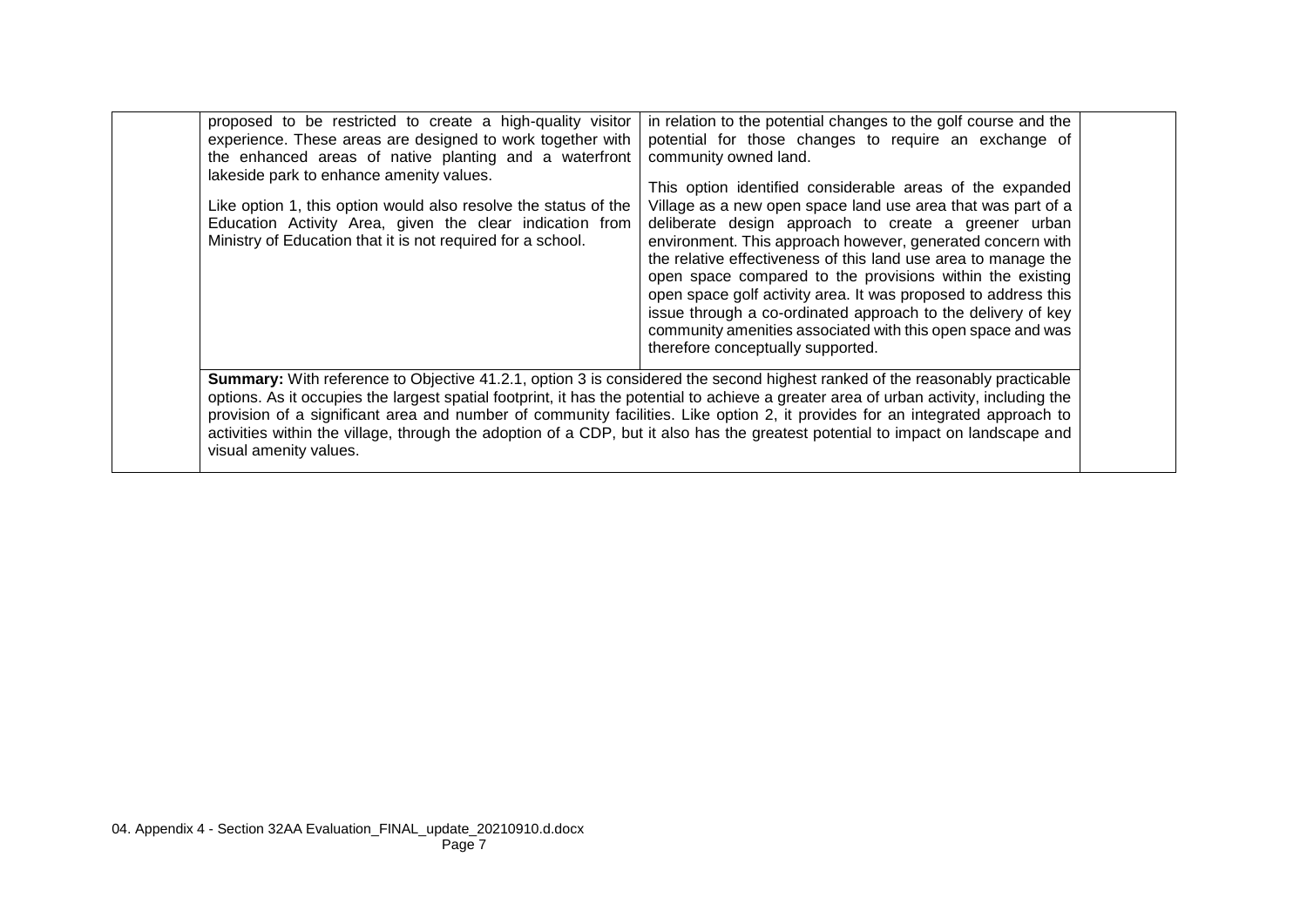| | | | |
|---|---|---|---|
| | proposed to be restricted to create a high-quality visitor experience. These areas are designed to work together with the enhanced areas of native planting and a waterfront lakeside park to enhance amenity values.<br><br>Like option 1, this option would also resolve the status of the Education Activity Area, given the clear indication from Ministry of Education that it is not required for a school. | in relation to the potential changes to the golf course and the potential for those changes to require an exchange of community owned land.<br><br>This option identified considerable areas of the expanded Village as a new open space land use area that was part of a deliberate design approach to create a greener urban environment. This approach however, generated concern with the relative effectiveness of this land use area to manage the open space compared to the provisions within the existing open space golf activity area. It was proposed to address this issue through a co-ordinated approach to the delivery of key community amenities associated with this open space and was therefore conceptually supported. | |
| | **Summary:** With reference to Objective 41.2.1, option 3 is considered the second highest ranked of the reasonably practicable options. As it occupies the largest spatial footprint, it has the potential to achieve a greater area of urban activity, including the provision of a significant area and number of community facilities. Like option 2, it provides for an integrated approach to activities within the village, through the adoption of a CDP, but it also has the greatest potential to impact on landscape and visual amenity values. | | |

04. Appendix 4 - Section 32AA Evaluation_FINAL_update_20210910.d.docx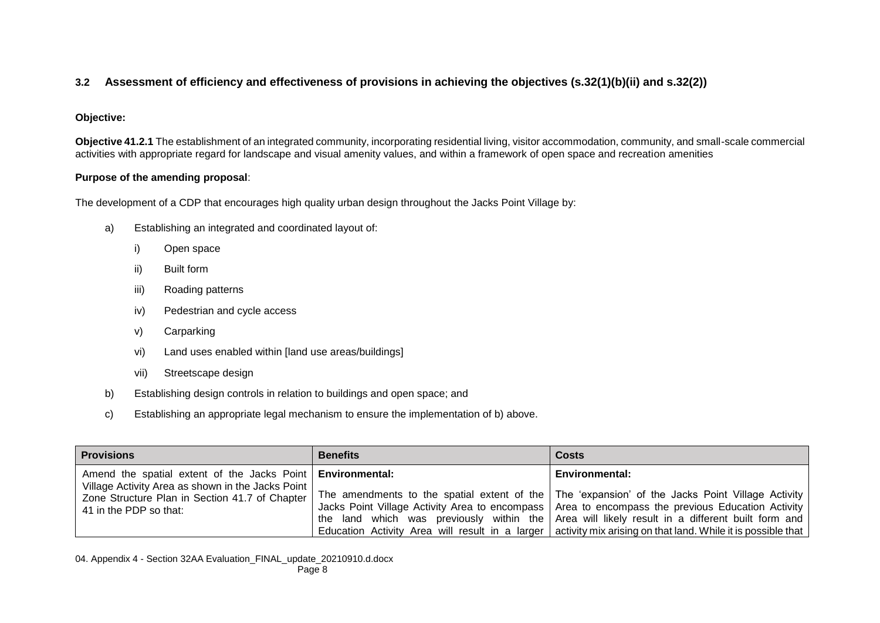### 3.2 Assessment of efficiency and effectiveness of provisions in achieving the objectives (s.32(1)(b)(ii) and s.32(2))

**Objective:**

**Objective 41.2.1** The establishment of an integrated community, incorporating residential living, visitor accommodation, community, and small-scale commercial activities with appropriate regard for landscape and visual amenity values, and within a framework of open space and recreation amenities

**Purpose of the amending proposal**:

The development of a CDP that encourages high quality urban design throughout the Jacks Point Village by:

a) Establishing an integrated and coordinated layout of:

   i) Open space

   ii) Built form

   iii) Roading patterns

   iv) Pedestrian and cycle access

   v) Carparking

   vi) Land uses enabled within [land use areas/buildings]

   vii) Streetscape design

b) Establishing design controls in relation to buildings and open space; and

c) Establishing an appropriate legal mechanism to ensure the implementation of b) above.

| Provisions | Benefits | Costs |
|---|---|---|
| Amend the spatial extent of the Jacks Point Village Activity Area as shown in the Jacks Point Zone Structure Plan in Section 41.7 of Chapter 41 in the PDP so that: | **Environmental:**<br><br>The amendments to the spatial extent of the Jacks Point Village Activity Area to encompass the land which was previously within the Education Activity Area will result in a larger | **Environmental:**<br><br>The 'expansion' of the Jacks Point Village Activity Area to encompass the previous Education Activity Area will likely result in a different built form and activity mix arising on that land. While it is possible that |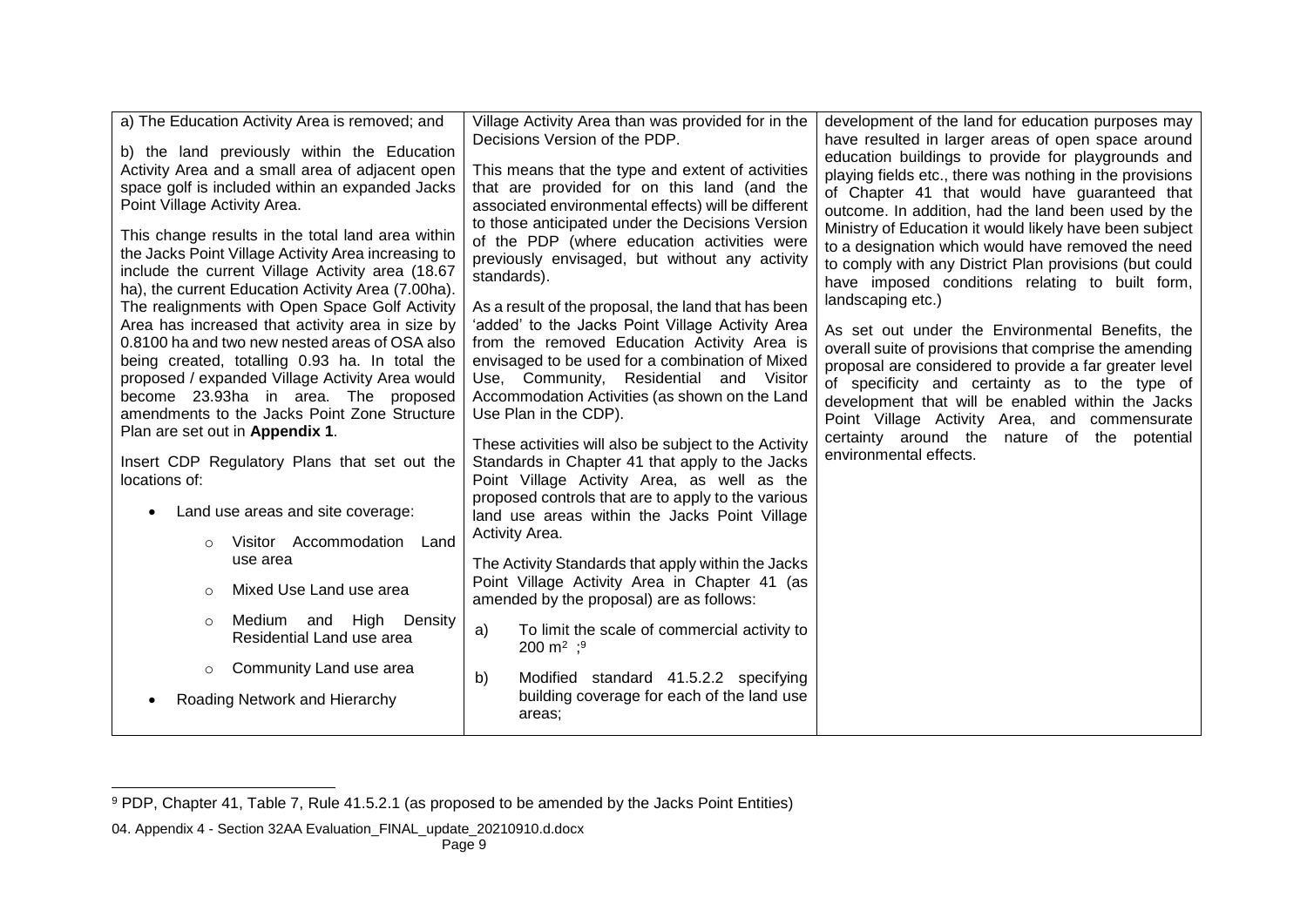| | | |
|---|---|---|
| a) The Education Activity Area is removed; and<br><br>b) the land previously within the Education Activity Area and a small area of adjacent open space golf is included within an expanded Jacks Point Village Activity Area.<br><br>This change results in the total land area within the Jacks Point Village Activity Area increasing to include the current Village Activity area (18.67 ha), the current Education Activity Area (7.00ha). The realignments with Open Space Golf Activity Area has increased that activity area in size by 0.8100 ha and two new nested areas of OSA also being created, totalling 0.93 ha. In total the proposed / expanded Village Activity Area would become 23.93ha in area. The proposed amendments to the Jacks Point Zone Structure Plan are set out in **Appendix 1**.<br><br>Insert CDP Regulatory Plans that set out the locations of:<br><br>• Land use areas and site coverage:<br>&nbsp;&nbsp;&nbsp;&nbsp;○ Visitor Accommodation Land use area<br>&nbsp;&nbsp;&nbsp;&nbsp;○ Mixed Use Land use area<br>&nbsp;&nbsp;&nbsp;&nbsp;○ Medium and High Density Residential Land use area<br>&nbsp;&nbsp;&nbsp;&nbsp;○ Community Land use area<br>• Roading Network and Hierarchy | Village Activity Area than was provided for in the Decisions Version of the PDP.<br><br>This means that the type and extent of activities that are provided for on this land (and the associated environmental effects) will be different to those anticipated under the Decisions Version of the PDP (where education activities were previously envisaged, but without any activity standards).<br><br>As a result of the proposal, the land that has been 'added' to the Jacks Point Village Activity Area from the removed Education Activity Area is envisaged to be used for a combination of Mixed Use, Community, Residential and Visitor Accommodation Activities (as shown on the Land Use Plan in the CDP).<br><br>These activities will also be subject to the Activity Standards in Chapter 41 that apply to the Jacks Point Village Activity Area, as well as the proposed controls that are to apply to the various land use areas within the Jacks Point Village Activity Area.<br><br>The Activity Standards that apply within the Jacks Point Village Activity Area in Chapter 41 (as amended by the proposal) are as follows:<br><br>a) To limit the scale of commercial activity to 200 $m^2$ ;[9]<br><br>b) Modified standard 41.5.2.2 specifying building coverage for each of the land use areas; | development of the land for education purposes may have resulted in larger areas of open space around education buildings to provide for playgrounds and playing fields etc., there was nothing in the provisions of Chapter 41 that would have guaranteed that outcome. In addition, had the land been used by the Ministry of Education it would likely have been subject to a designation which would have removed the need to comply with any District Plan provisions (but could have imposed conditions relating to built form, landscaping etc.)<br><br>As set out under the Environmental Benefits, the overall suite of provisions that comprise the amending proposal are considered to provide a far greater level of specificity and certainty as to the type of development that will be enabled within the Jacks Point Village Activity Area, and commensurate certainty around the nature of the potential environmental effects. |

[9] PDP, Chapter 41, Table 7, Rule 41.5.2.1 (as proposed to be amended by the Jacks Point Entities)

04. Appendix 4 - Section 32AA Evaluation_FINAL_update_20210910.d.docx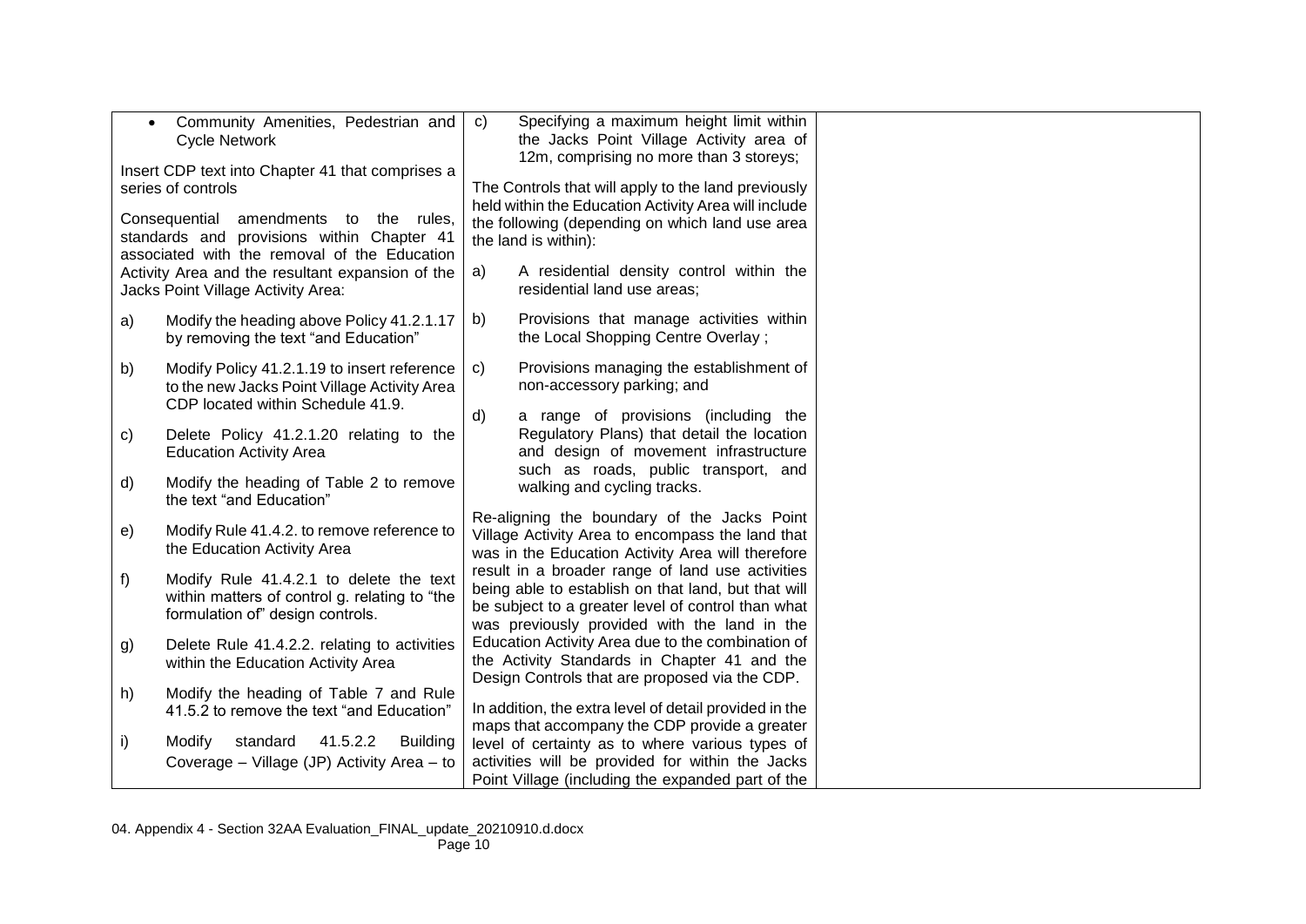| | | |
|---|---|---|
| • Community Amenities, Pedestrian and Cycle Network<br><br>Insert CDP text into Chapter 41 that comprises a series of controls<br><br>Consequential amendments to the rules, standards and provisions within Chapter 41 associated with the removal of the Education Activity Area and the resultant expansion of the Jacks Point Village Activity Area:<br><br>a) Modify the heading above Policy 41.2.1.17 by removing the text "and Education"<br><br>b) Modify Policy 41.2.1.19 to insert reference to the new Jacks Point Village Activity Area CDP located within Schedule 41.9.<br><br>c) Delete Policy 41.2.1.20 relating to the Education Activity Area<br><br>d) Modify the heading of Table 2 to remove the text "and Education"<br><br>e) Modify Rule 41.4.2. to remove reference to the Education Activity Area<br><br>f) Modify Rule 41.4.2.1 to delete the text within matters of control g. relating to "the formulation of" design controls.<br><br>g) Delete Rule 41.4.2.2. relating to activities within the Education Activity Area<br><br>h) Modify the heading of Table 7 and Rule 41.5.2 to remove the text "and Education"<br><br>i) Modify standard 41.5.2.2 Building Coverage – Village (JP) Activity Area – to | c) Specifying a maximum height limit within the Jacks Point Village Activity area of 12m, comprising no more than 3 storeys;<br><br>The Controls that will apply to the land previously held within the Education Activity Area will include the following (depending on which land use area the land is within):<br><br>a) A residential density control within the residential land use areas;<br><br>b) Provisions that manage activities within the Local Shopping Centre Overlay ;<br><br>c) Provisions managing the establishment of non-accessory parking; and<br><br>d) a range of provisions (including the Regulatory Plans) that detail the location and design of movement infrastructure such as roads, public transport, and walking and cycling tracks.<br><br>Re-aligning the boundary of the Jacks Point Village Activity Area to encompass the land that was in the Education Activity Area will therefore result in a broader range of land use activities being able to establish on that land, but that will be subject to a greater level of control than what was previously provided with the land in the Education Activity Area due to the combination of the Activity Standards in Chapter 41 and the Design Controls that are proposed via the CDP.<br><br>In addition, the extra level of detail provided in the maps that accompany the CDP provide a greater level of certainty as to where various types of activities will be provided for within the Jacks Point Village (including the expanded part of the | |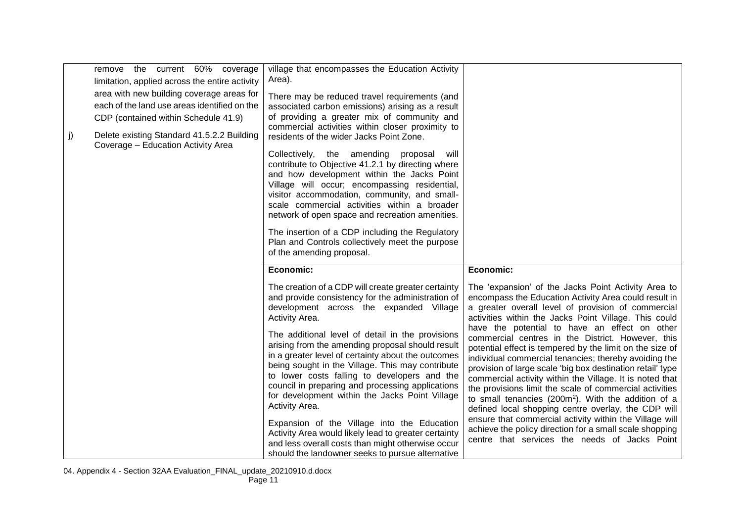| | | |
|---|---|---|
| remove the current 60% coverage limitation, applied across the entire activity area with new building coverage areas for each of the land use areas identified on the CDP (contained within Schedule 41.9)<br><br>j) Delete existing Standard 41.5.2.2 Building Coverage – Education Activity Area | village that encompasses the Education Activity Area).<br><br>There may be reduced travel requirements (and associated carbon emissions) arising as a result of providing a greater mix of community and commercial activities within closer proximity to residents of the wider Jacks Point Zone.<br><br>Collectively, the amending proposal will contribute to Objective 41.2.1 by directing where and how development within the Jacks Point Village will occur; encompassing residential, visitor accommodation, community, and small-scale commercial activities within a broader network of open space and recreation amenities.<br><br>The insertion of a CDP including the Regulatory Plan and Controls collectively meet the purpose of the amending proposal. | |
| | **Economic:**<br><br>The creation of a CDP will create greater certainty and provide consistency for the administration of development across the expanded Village Activity Area.<br><br>The additional level of detail in the provisions arising from the amending proposal should result in a greater level of certainty about the outcomes being sought in the Village. This may contribute to lower costs falling to developers and the council in preparing and processing applications for development within the Jacks Point Village Activity Area.<br><br>Expansion of the Village into the Education Activity Area would likely lead to greater certainty and less overall costs than might otherwise occur should the landowner seeks to pursue alternative | **Economic:**<br><br>The 'expansion' of the Jacks Point Activity Area to encompass the Education Activity Area could result in a greater overall level of provision of commercial activities within the Jacks Point Village. This could have the potential to have an effect on other commercial centres in the District. However, this potential effect is tempered by the limit on the size of individual commercial tenancies; thereby avoiding the provision of large scale 'big box destination retail' type commercial activity within the Village. It is noted that the provisions limit the scale of commercial activities to small tenancies (200m$^2$). With the addition of a defined local shopping centre overlay, the CDP will ensure that commercial activity within the Village will achieve the policy direction for a small scale shopping centre that services the needs of Jacks Point |

04. Appendix 4 - Section 32AA Evaluation_FINAL_update_20210910.d.docx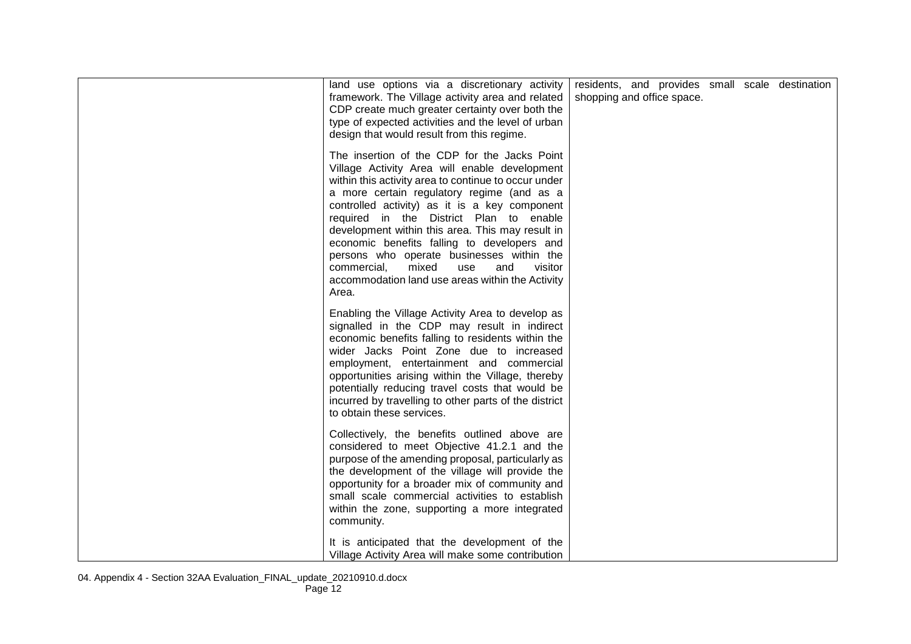|  |  |  |
|---|---|---|
|  | land use options via a discretionary activity framework. The Village activity area and related CDP create much greater certainty over both the type of expected activities and the level of urban design that would result from this regime.<br><br>The insertion of the CDP for the Jacks Point Village Activity Area will enable development within this activity area to continue to occur under a more certain regulatory regime (and as a controlled activity) as it is a key component required in the District Plan to enable development within this area. This may result in economic benefits falling to developers and persons who operate businesses within the commercial, mixed use and visitor accommodation land use areas within the Activity Area.<br><br>Enabling the Village Activity Area to develop as signalled in the CDP may result in indirect economic benefits falling to residents within the wider Jacks Point Zone due to increased employment, entertainment and commercial opportunities arising within the Village, thereby potentially reducing travel costs that would be incurred by travelling to other parts of the district to obtain these services.<br><br>Collectively, the benefits outlined above are considered to meet Objective 41.2.1 and the purpose of the amending proposal, particularly as the development of the village will provide the opportunity for a broader mix of community and small scale commercial activities to establish within the zone, supporting a more integrated community.<br><br>It is anticipated that the development of the Village Activity Area will make some contribution | residents, and provides small scale destination shopping and office space. |

04. Appendix 4 - Section 32AA Evaluation_FINAL_update_20210910.d.docx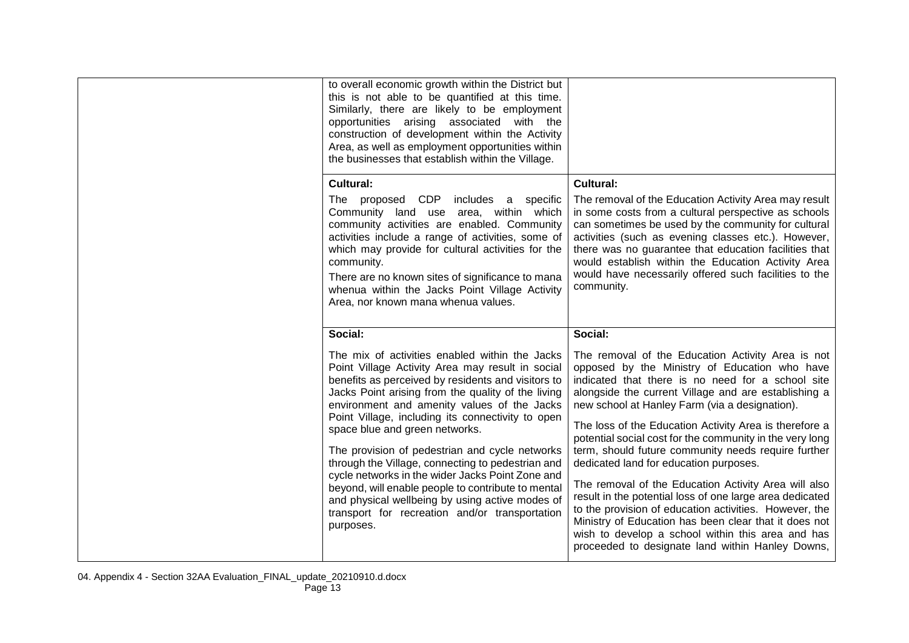| | | |
|---|---|---|
| | to overall economic growth within the District but this is not able to be quantified at this time. Similarly, there are likely to be employment opportunities arising associated with the construction of development within the Activity Area, as well as employment opportunities within the businesses that establish within the Village. | |
| | **Cultural:**<br><br>The proposed CDP includes a specific Community land use area, within which community activities are enabled. Community activities include a range of activities, some of which may provide for cultural activities for the community.<br><br>There are no known sites of significance to mana whenua within the Jacks Point Village Activity Area, nor known mana whenua values. | **Cultural:**<br><br>The removal of the Education Activity Area may result in some costs from a cultural perspective as schools can sometimes be used by the community for cultural activities (such as evening classes etc.). However, there was no guarantee that education facilities that would establish within the Education Activity Area would have necessarily offered such facilities to the community. |
| | **Social:**<br><br>The mix of activities enabled within the Jacks Point Village Activity Area may result in social benefits as perceived by residents and visitors to Jacks Point arising from the quality of the living environment and amenity values of the Jacks Point Village, including its connectivity to open space blue and green networks.<br><br>The provision of pedestrian and cycle networks through the Village, connecting to pedestrian and cycle networks in the wider Jacks Point Zone and beyond, will enable people to contribute to mental and physical wellbeing by using active modes of transport for recreation and/or transportation purposes. | **Social:**<br><br>The removal of the Education Activity Area is not opposed by the Ministry of Education who have indicated that there is no need for a school site alongside the current Village and are establishing a new school at Hanley Farm (via a designation).<br><br>The loss of the Education Activity Area is therefore a potential social cost for the community in the very long term, should future community needs require further dedicated land for education purposes.<br><br>The removal of the Education Activity Area will also result in the potential loss of one large area dedicated to the provision of education activities. However, the Ministry of Education has been clear that it does not wish to develop a school within this area and has proceeded to designate land within Hanley Downs, |

04. Appendix 4 - Section 32AA Evaluation_FINAL_update_20210910.d.docx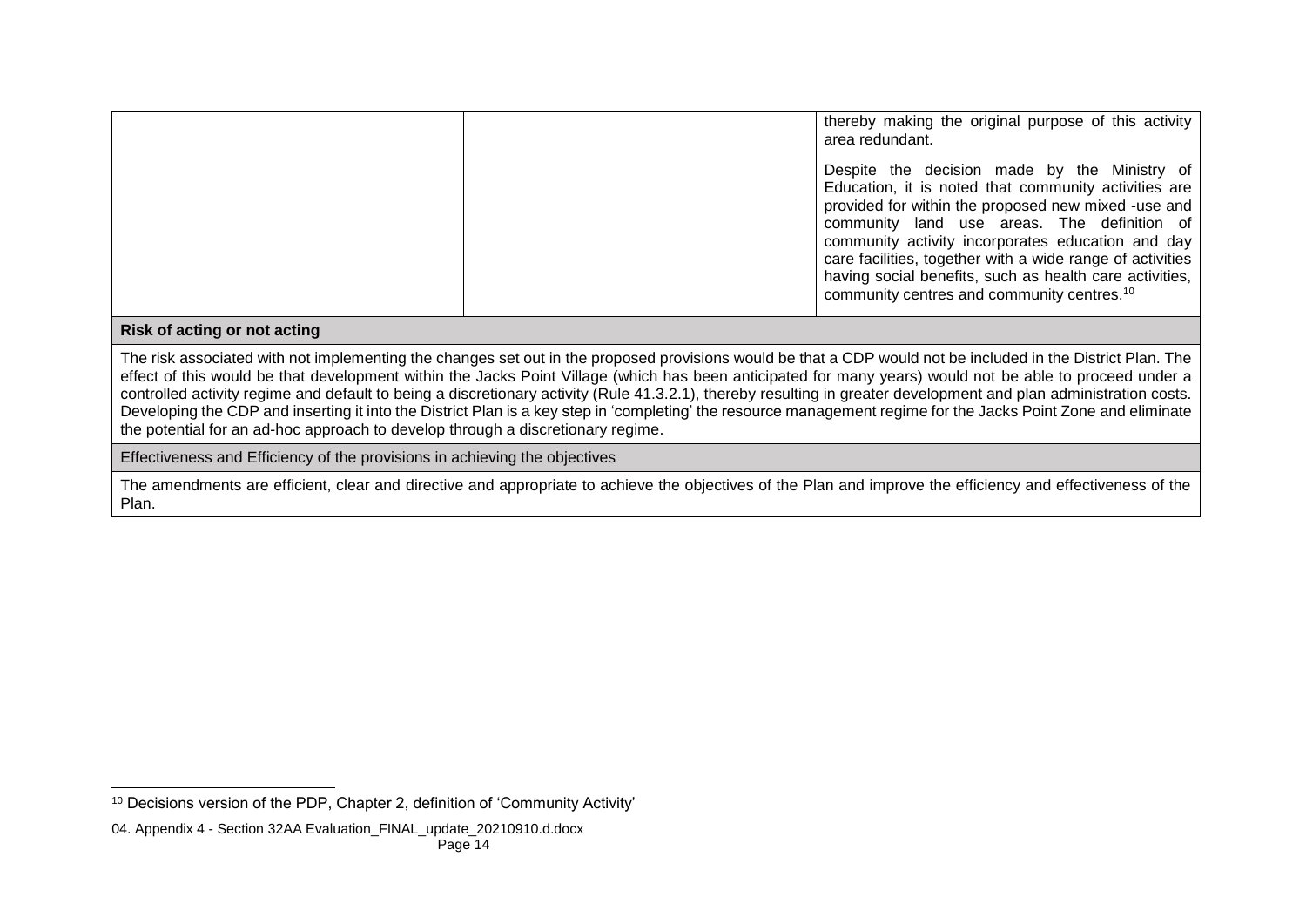| | | |
|---|---|---|
| | | thereby making the original purpose of this activity area redundant.<br><br>Despite the decision made by the Ministry of Education, it is noted that community activities are provided for within the proposed new mixed -use and community land use areas. The definition of community activity incorporates education and day care facilities, together with a wide range of activities having social benefits, such as health care activities, community centres and community centres.[10] |

**Risk of acting or not acting**

The risk associated with not implementing the changes set out in the proposed provisions would be that a CDP would not be included in the District Plan. The effect of this would be that development within the Jacks Point Village (which has been anticipated for many years) would not be able to proceed under a controlled activity regime and default to being a discretionary activity (Rule 41.3.2.1), thereby resulting in greater development and plan administration costs. Developing the CDP and inserting it into the District Plan is a key step in 'completing' the resource management regime for the Jacks Point Zone and eliminate the potential for an ad-hoc approach to develop through a discretionary regime.

Effectiveness and Efficiency of the provisions in achieving the objectives

The amendments are efficient, clear and directive and appropriate to achieve the objectives of the Plan and improve the efficiency and effectiveness of the Plan.

[10] Decisions version of the PDP, Chapter 2, definition of 'Community Activity'